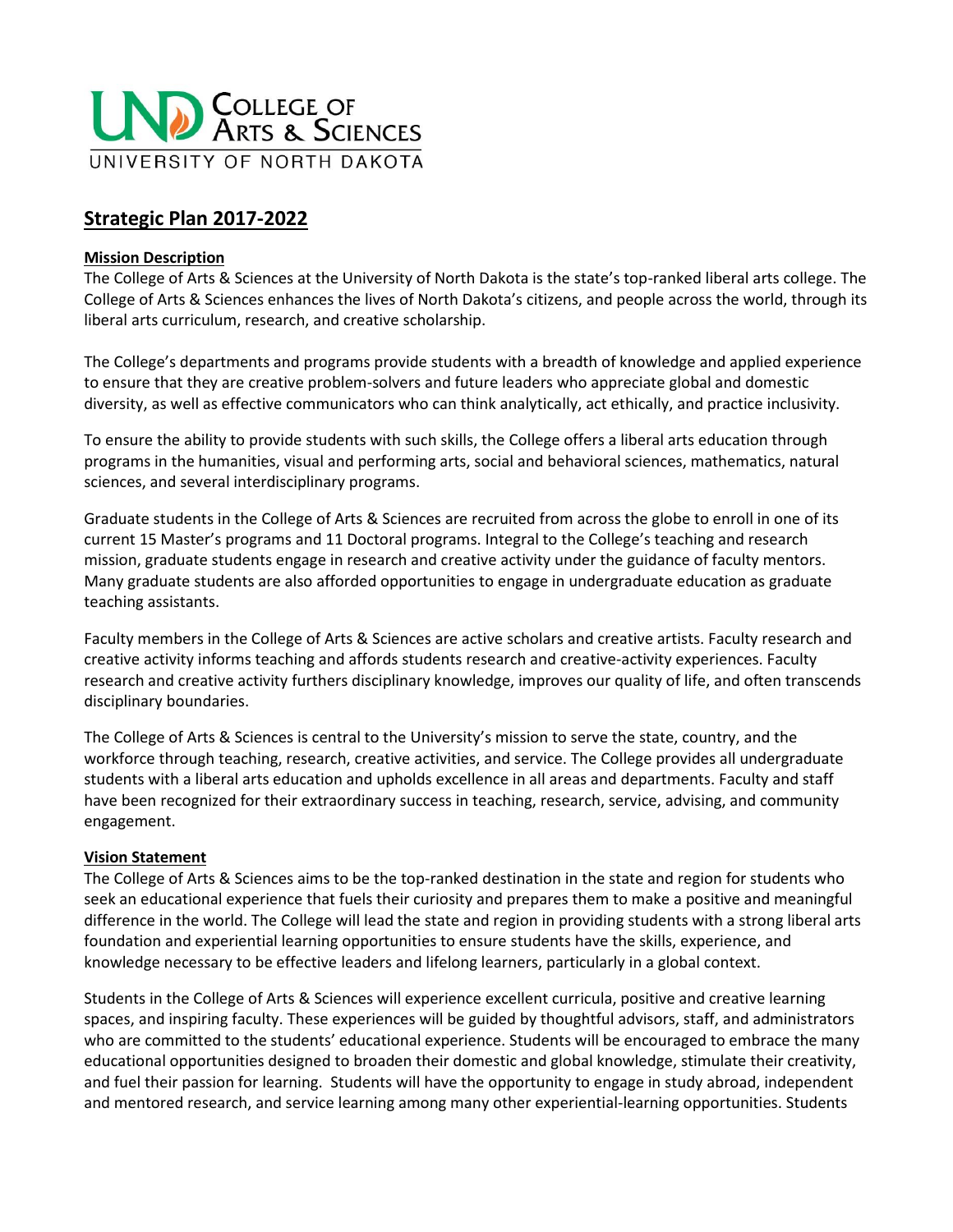UND College of Arts & Sciences
UNIVERSITY OF NORTH DAKOTA

# Strategic Plan 2017-2022

## Mission Description

The College of Arts & Sciences at the University of North Dakota is the state's top-ranked liberal arts college. The College of Arts & Sciences enhances the lives of North Dakota's citizens, and people across the world, through its liberal arts curriculum, research, and creative scholarship.

The College's departments and programs provide students with a breadth of knowledge and applied experience to ensure that they are creative problem-solvers and future leaders who appreciate global and domestic diversity, as well as effective communicators who can think analytically, act ethically, and practice inclusivity.

To ensure the ability to provide students with such skills, the College offers a liberal arts education through programs in the humanities, visual and performing arts, social and behavioral sciences, mathematics, natural sciences, and several interdisciplinary programs.

Graduate students in the College of Arts & Sciences are recruited from across the globe to enroll in one of its current 15 Master's programs and 11 Doctoral programs. Integral to the College's teaching and research mission, graduate students engage in research and creative activity under the guidance of faculty mentors. Many graduate students are also afforded opportunities to engage in undergraduate education as graduate teaching assistants.

Faculty members in the College of Arts & Sciences are active scholars and creative artists. Faculty research and creative activity informs teaching and affords students research and creative-activity experiences. Faculty research and creative activity furthers disciplinary knowledge, improves our quality of life, and often transcends disciplinary boundaries.

The College of Arts & Sciences is central to the University's mission to serve the state, country, and the workforce through teaching, research, creative activities, and service. The College provides all undergraduate students with a liberal arts education and upholds excellence in all areas and departments. Faculty and staff have been recognized for their extraordinary success in teaching, research, service, advising, and community engagement.

## Vision Statement

The College of Arts & Sciences aims to be the top-ranked destination in the state and region for students who seek an educational experience that fuels their curiosity and prepares them to make a positive and meaningful difference in the world. The College will lead the state and region in providing students with a strong liberal arts foundation and experiential learning opportunities to ensure students have the skills, experience, and knowledge necessary to be effective leaders and lifelong learners, particularly in a global context.

Students in the College of Arts & Sciences will experience excellent curricula, positive and creative learning spaces, and inspiring faculty. These experiences will be guided by thoughtful advisors, staff, and administrators who are committed to the students' educational experience. Students will be encouraged to embrace the many educational opportunities designed to broaden their domestic and global knowledge, stimulate their creativity, and fuel their passion for learning. Students will have the opportunity to engage in study abroad, independent and mentored research, and service learning among many other experiential-learning opportunities. Students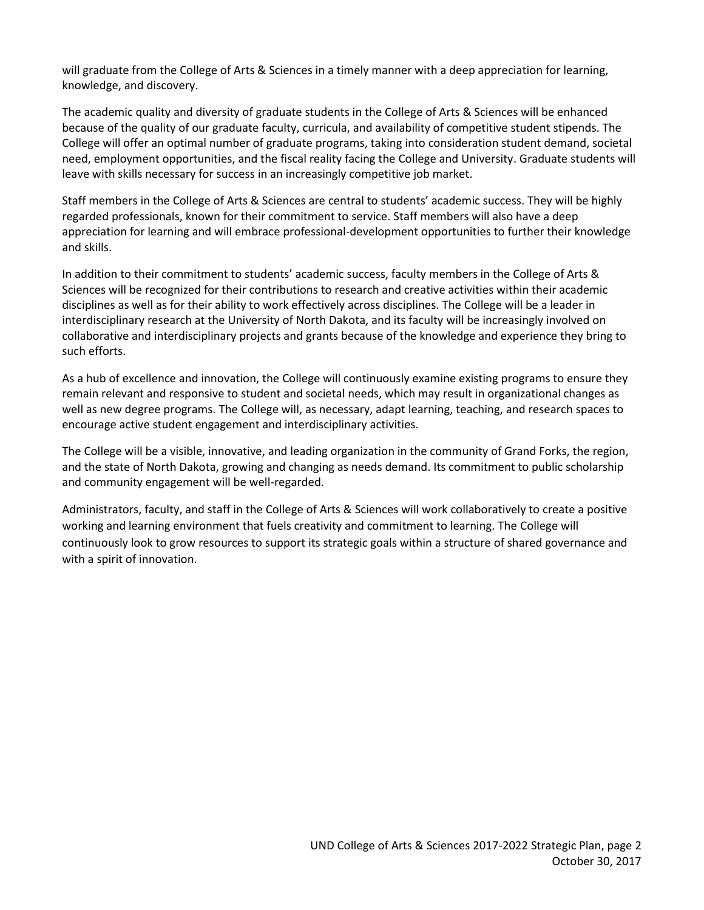will graduate from the College of Arts & Sciences in a timely manner with a deep appreciation for learning, knowledge, and discovery.

The academic quality and diversity of graduate students in the College of Arts & Sciences will be enhanced because of the quality of our graduate faculty, curricula, and availability of competitive student stipends. The College will offer an optimal number of graduate programs, taking into consideration student demand, societal need, employment opportunities, and the fiscal reality facing the College and University. Graduate students will leave with skills necessary for success in an increasingly competitive job market.

Staff members in the College of Arts & Sciences are central to students' academic success. They will be highly regarded professionals, known for their commitment to service. Staff members will also have a deep appreciation for learning and will embrace professional-development opportunities to further their knowledge and skills.

In addition to their commitment to students' academic success, faculty members in the College of Arts & Sciences will be recognized for their contributions to research and creative activities within their academic disciplines as well as for their ability to work effectively across disciplines. The College will be a leader in interdisciplinary research at the University of North Dakota, and its faculty will be increasingly involved on collaborative and interdisciplinary projects and grants because of the knowledge and experience they bring to such efforts.

As a hub of excellence and innovation, the College will continuously examine existing programs to ensure they remain relevant and responsive to student and societal needs, which may result in organizational changes as well as new degree programs. The College will, as necessary, adapt learning, teaching, and research spaces to encourage active student engagement and interdisciplinary activities.

The College will be a visible, innovative, and leading organization in the community of Grand Forks, the region, and the state of North Dakota, growing and changing as needs demand. Its commitment to public scholarship and community engagement will be well-regarded.

Administrators, faculty, and staff in the College of Arts & Sciences will work collaboratively to create a positive working and learning environment that fuels creativity and commitment to learning. The College will continuously look to grow resources to support its strategic goals within a structure of shared governance and with a spirit of innovation.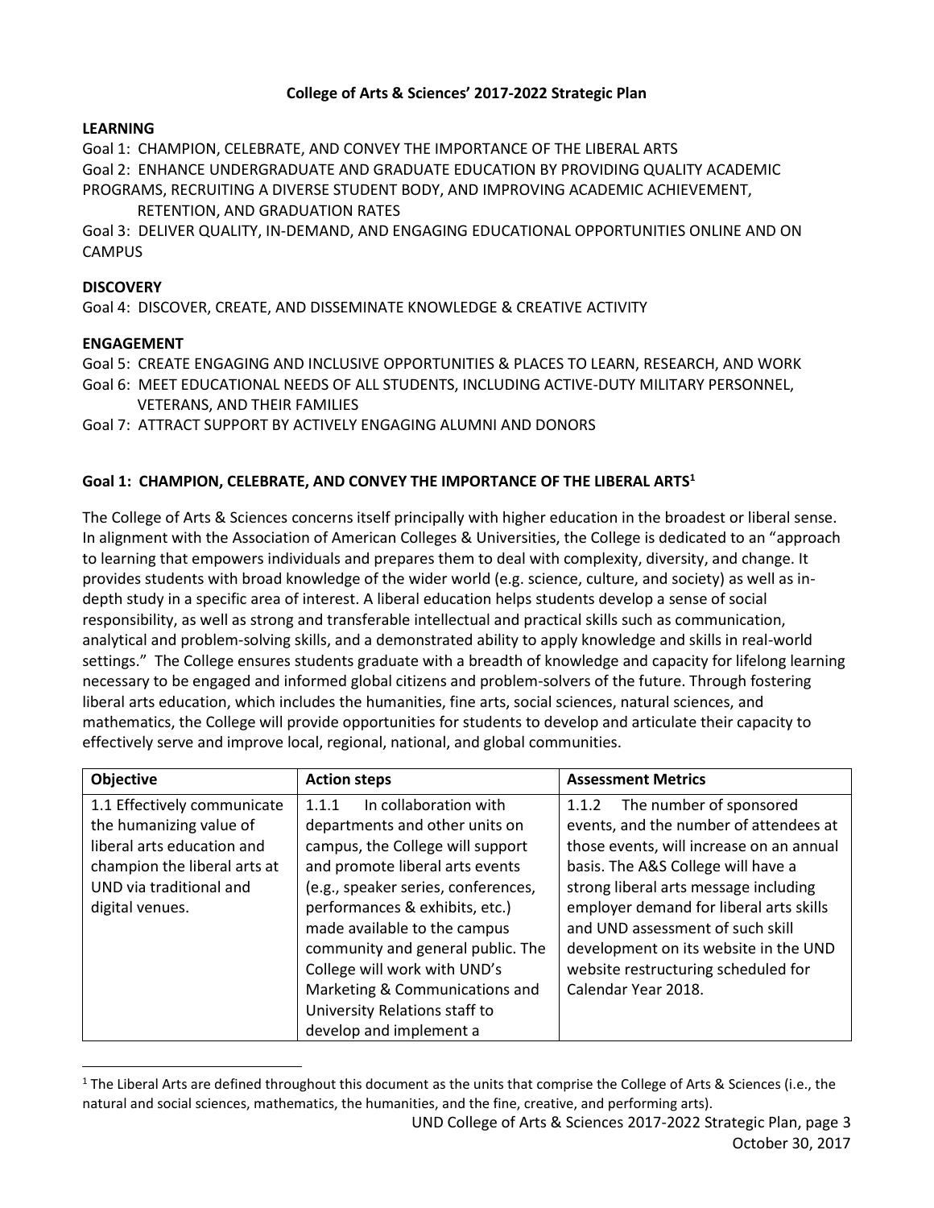**College of Arts & Sciences' 2017-2022 Strategic Plan**

**LEARNING**

Goal 1: CHAMPION, CELEBRATE, AND CONVEY THE IMPORTANCE OF THE LIBERAL ARTS

Goal 2: ENHANCE UNDERGRADUATE AND GRADUATE EDUCATION BY PROVIDING QUALITY ACADEMIC PROGRAMS, RECRUITING A DIVERSE STUDENT BODY, AND IMPROVING ACADEMIC ACHIEVEMENT, RETENTION, AND GRADUATION RATES

Goal 3: DELIVER QUALITY, IN-DEMAND, AND ENGAGING EDUCATIONAL OPPORTUNITIES ONLINE AND ON CAMPUS

**DISCOVERY**

Goal 4: DISCOVER, CREATE, AND DISSEMINATE KNOWLEDGE & CREATIVE ACTIVITY

**ENGAGEMENT**

Goal 5: CREATE ENGAGING AND INCLUSIVE OPPORTUNITIES & PLACES TO LEARN, RESEARCH, AND WORK

Goal 6: MEET EDUCATIONAL NEEDS OF ALL STUDENTS, INCLUDING ACTIVE-DUTY MILITARY PERSONNEL, VETERANS, AND THEIR FAMILIES

Goal 7: ATTRACT SUPPORT BY ACTIVELY ENGAGING ALUMNI AND DONORS

**Goal 1: CHAMPION, CELEBRATE, AND CONVEY THE IMPORTANCE OF THE LIBERAL ARTS[1]**

The College of Arts & Sciences concerns itself principally with higher education in the broadest or liberal sense. In alignment with the Association of American Colleges & Universities, the College is dedicated to an "approach to learning that empowers individuals and prepares them to deal with complexity, diversity, and change. It provides students with broad knowledge of the wider world (e.g. science, culture, and society) as well as in-depth study in a specific area of interest. A liberal education helps students develop a sense of social responsibility, as well as strong and transferable intellectual and practical skills such as communication, analytical and problem-solving skills, and a demonstrated ability to apply knowledge and skills in real-world settings." The College ensures students graduate with a breadth of knowledge and capacity for lifelong learning necessary to be engaged and informed global citizens and problem-solvers of the future. Through fostering liberal arts education, which includes the humanities, fine arts, social sciences, natural sciences, and mathematics, the College will provide opportunities for students to develop and articulate their capacity to effectively serve and improve local, regional, national, and global communities.

| Objective | Action steps | Assessment Metrics |
|---|---|---|
| 1.1 Effectively communicate the humanizing value of liberal arts education and champion the liberal arts at UND via traditional and digital venues. | 1.1.1 In collaboration with departments and other units on campus, the College will support and promote liberal arts events (e.g., speaker series, conferences, performances & exhibits, etc.) made available to the campus community and general public. The College will work with UND's Marketing & Communications and University Relations staff to develop and implement a | 1.1.2 The number of sponsored events, and the number of attendees at those events, will increase on an annual basis. The A&S College will have a strong liberal arts message including employer demand for liberal arts skills and UND assessment of such skill development on its website in the UND website restructuring scheduled for Calendar Year 2018. |

[1] The Liberal Arts are defined throughout this document as the units that comprise the College of Arts & Sciences (i.e., the natural and social sciences, mathematics, the humanities, and the fine, creative, and performing arts).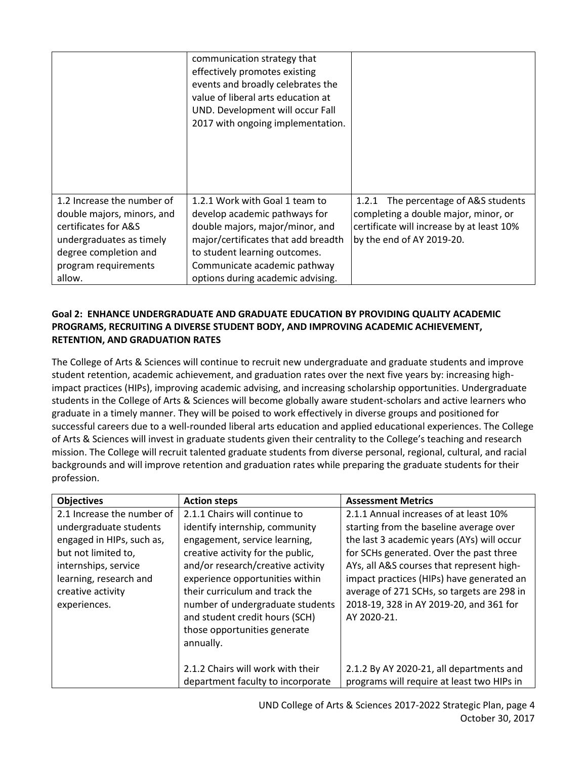| | | |
|---|---|---|
| | communication strategy that effectively promotes existing events and broadly celebrates the value of liberal arts education at UND. Development will occur Fall 2017 with ongoing implementation. | |
| 1.2 Increase the number of double majors, minors, and certificates for A&S undergraduates as timely degree completion and program requirements allow. | 1.2.1 Work with Goal 1 team to develop academic pathways for double majors, major/minor, and major/certificates that add breadth to student learning outcomes. Communicate academic pathway options during academic advising. | 1.2.1 The percentage of A&S students completing a double major, minor, or certificate will increase by at least 10% by the end of AY 2019-20. |

**Goal 2: ENHANCE UNDERGRADUATE AND GRADUATE EDUCATION BY PROVIDING QUALITY ACADEMIC PROGRAMS, RECRUITING A DIVERSE STUDENT BODY, AND IMPROVING ACADEMIC ACHIEVEMENT, RETENTION, AND GRADUATION RATES**

The College of Arts & Sciences will continue to recruit new undergraduate and graduate students and improve student retention, academic achievement, and graduation rates over the next five years by: increasing high-impact practices (HIPs), improving academic advising, and increasing scholarship opportunities. Undergraduate students in the College of Arts & Sciences will become globally aware student-scholars and active learners who graduate in a timely manner. They will be poised to work effectively in diverse groups and positioned for successful careers due to a well-rounded liberal arts education and applied educational experiences. The College of Arts & Sciences will invest in graduate students given their centrality to the College's teaching and research mission. The College will recruit talented graduate students from diverse personal, regional, cultural, and racial backgrounds and will improve retention and graduation rates while preparing the graduate students for their profession.

| **Objectives** | **Action steps** | **Assessment Metrics** |
|---|---|---|
| 2.1 Increase the number of undergraduate students engaged in HIPs, such as, but not limited to, internships, service learning, research and creative activity experiences. | 2.1.1 Chairs will continue to identify internship, community engagement, service learning, creative activity for the public, and/or research/creative activity experience opportunities within their curriculum and track the number of undergraduate students and student credit hours (SCH) those opportunities generate annually. | 2.1.1 Annual increases of at least 10% starting from the baseline average over the last 3 academic years (AYs) will occur for SCHs generated. Over the past three AYs, all A&S courses that represent high-impact practices (HIPs) have generated an average of 271 SCHs, so targets are 298 in 2018-19, 328 in AY 2019-20, and 361 for AY 2020-21. |
| | 2.1.2 Chairs will work with their department faculty to incorporate | 2.1.2 By AY 2020-21, all departments and programs will require at least two HIPs in |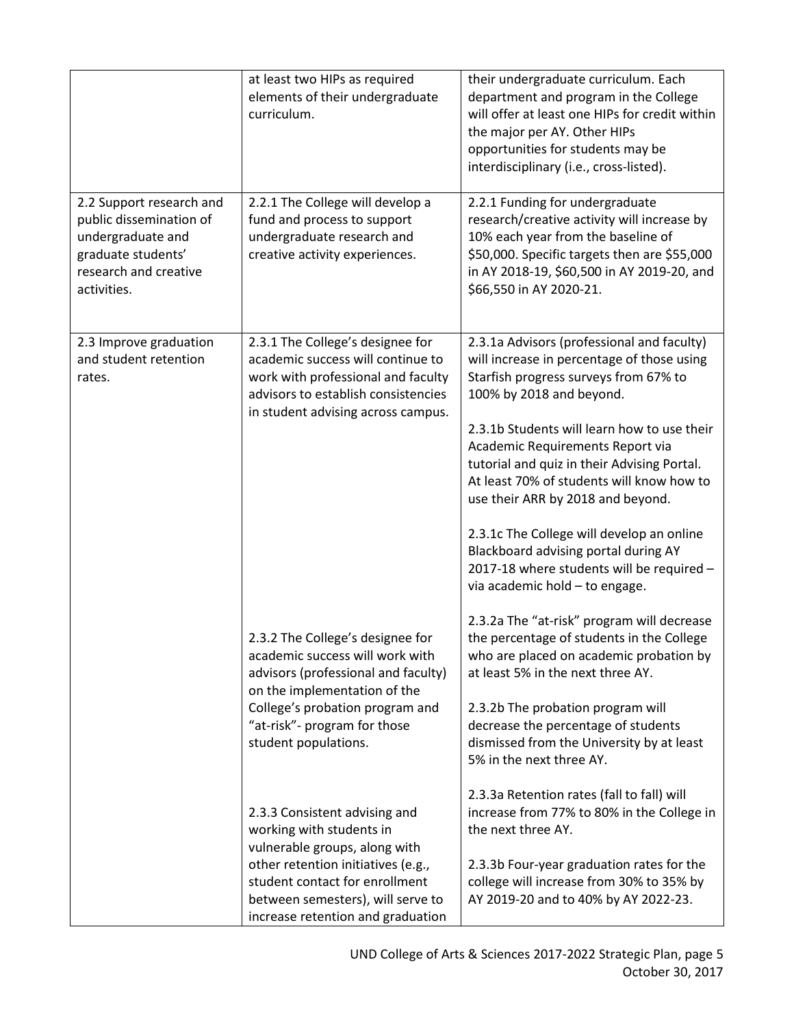| | | |
|---|---|---|
| | at least two HIPs as required elements of their undergraduate curriculum. | their undergraduate curriculum. Each department and program in the College will offer at least one HIPs for credit within the major per AY. Other HIPs opportunities for students may be interdisciplinary (i.e., cross-listed). |
| 2.2 Support research and public dissemination of undergraduate and graduate students' research and creative activities. | 2.2.1 The College will develop a fund and process to support undergraduate research and creative activity experiences. | 2.2.1 Funding for undergraduate research/creative activity will increase by 10% each year from the baseline of \$50,000. Specific targets then are \$55,000 in AY 2018-19, \$60,500 in AY 2019-20, and \$66,550 in AY 2020-21. |
| 2.3 Improve graduation and student retention rates. | 2.3.1 The College's designee for academic success will continue to work with professional and faculty advisors to establish consistencies in student advising across campus. | 2.3.1a Advisors (professional and faculty) will increase in percentage of those using Starfish progress surveys from 67% to 100% by 2018 and beyond.<br><br>2.3.1b Students will learn how to use their Academic Requirements Report via tutorial and quiz in their Advising Portal. At least 70% of students will know how to use their ARR by 2018 and beyond.<br><br>2.3.1c The College will develop an online Blackboard advising portal during AY 2017-18 where students will be required – via academic hold – to engage. |
| | 2.3.2 The College's designee for academic success will work with advisors (professional and faculty) on the implementation of the College's probation program and "at-risk"- program for those student populations. | 2.3.2a The "at-risk" program will decrease the percentage of students in the College who are placed on academic probation by at least 5% in the next three AY.<br><br>2.3.2b The probation program will decrease the percentage of students dismissed from the University by at least 5% in the next three AY. |
| | 2.3.3 Consistent advising and working with students in vulnerable groups, along with other retention initiatives (e.g., student contact for enrollment between semesters), will serve to increase retention and graduation | 2.3.3a Retention rates (fall to fall) will increase from 77% to 80% in the College in the next three AY.<br><br>2.3.3b Four-year graduation rates for the college will increase from 30% to 35% by AY 2019-20 and to 40% by AY 2022-23. |

UND College of Arts & Sciences 2017-2022 Strategic Plan, page 5
October 30, 2017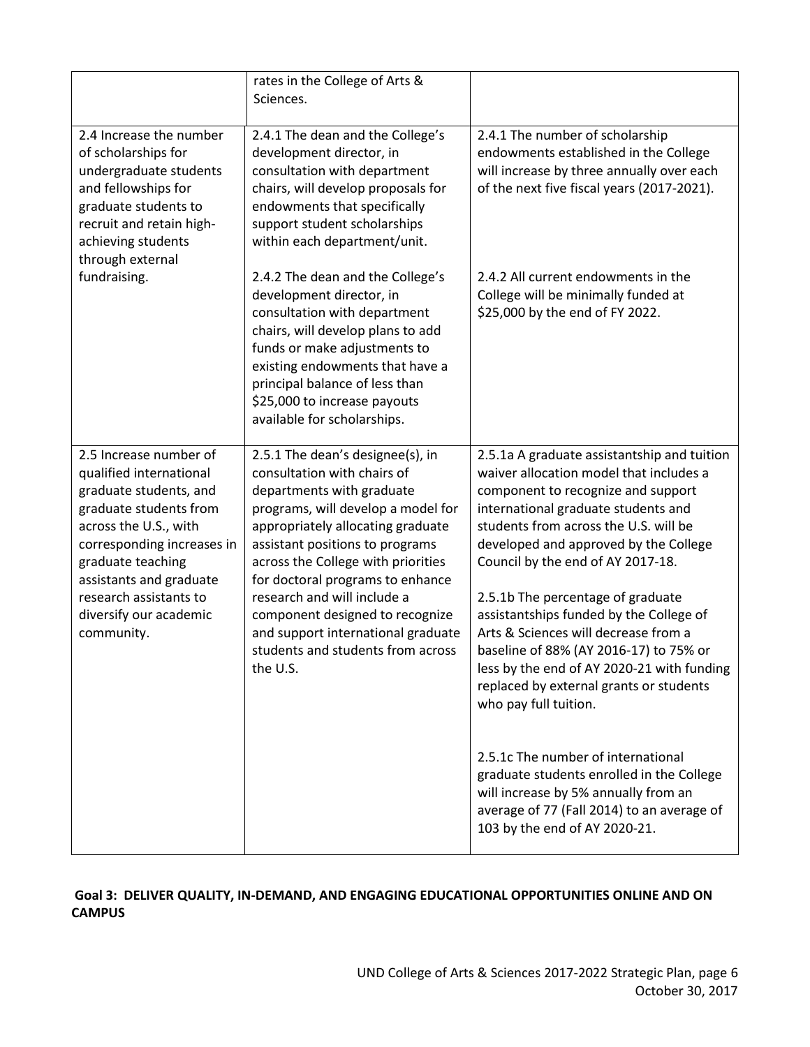| | | |
|---|---|---|
| | rates in the College of Arts & Sciences. | |
| 2.4 Increase the number of scholarships for undergraduate students and fellowships for graduate students to recruit and retain high-achieving students through external fundraising. | 2.4.1 The dean and the College's development director, in consultation with department chairs, will develop proposals for endowments that specifically support student scholarships within each department/unit.<br><br>2.4.2 The dean and the College's development director, in consultation with department chairs, will develop plans to add funds or make adjustments to existing endowments that have a principal balance of less than $25,000 to increase payouts available for scholarships. | 2.4.1 The number of scholarship endowments established in the College will increase by three annually over each of the next five fiscal years (2017-2021).<br><br>2.4.2 All current endowments in the College will be minimally funded at $25,000 by the end of FY 2022. |
| 2.5 Increase number of qualified international graduate students, and graduate students from across the U.S., with corresponding increases in graduate teaching assistants and graduate research assistants to diversify our academic community. | 2.5.1 The dean's designee(s), in consultation with chairs of departments with graduate programs, will develop a model for appropriately allocating graduate assistant positions to programs across the College with priorities for doctoral programs to enhance research and will include a component designed to recognize and support international graduate students and students from across the U.S. | 2.5.1a A graduate assistantship and tuition waiver allocation model that includes a component to recognize and support international graduate students and students from across the U.S. will be developed and approved by the College Council by the end of AY 2017-18.<br><br>2.5.1b The percentage of graduate assistantships funded by the College of Arts & Sciences will decrease from a baseline of 88% (AY 2016-17) to 75% or less by the end of AY 2020-21 with funding replaced by external grants or students who pay full tuition.<br><br>2.5.1c The number of international graduate students enrolled in the College will increase by 5% annually from an average of 77 (Fall 2014) to an average of 103 by the end of AY 2020-21. |

**Goal 3: DELIVER QUALITY, IN-DEMAND, AND ENGAGING EDUCATIONAL OPPORTUNITIES ONLINE AND ON CAMPUS**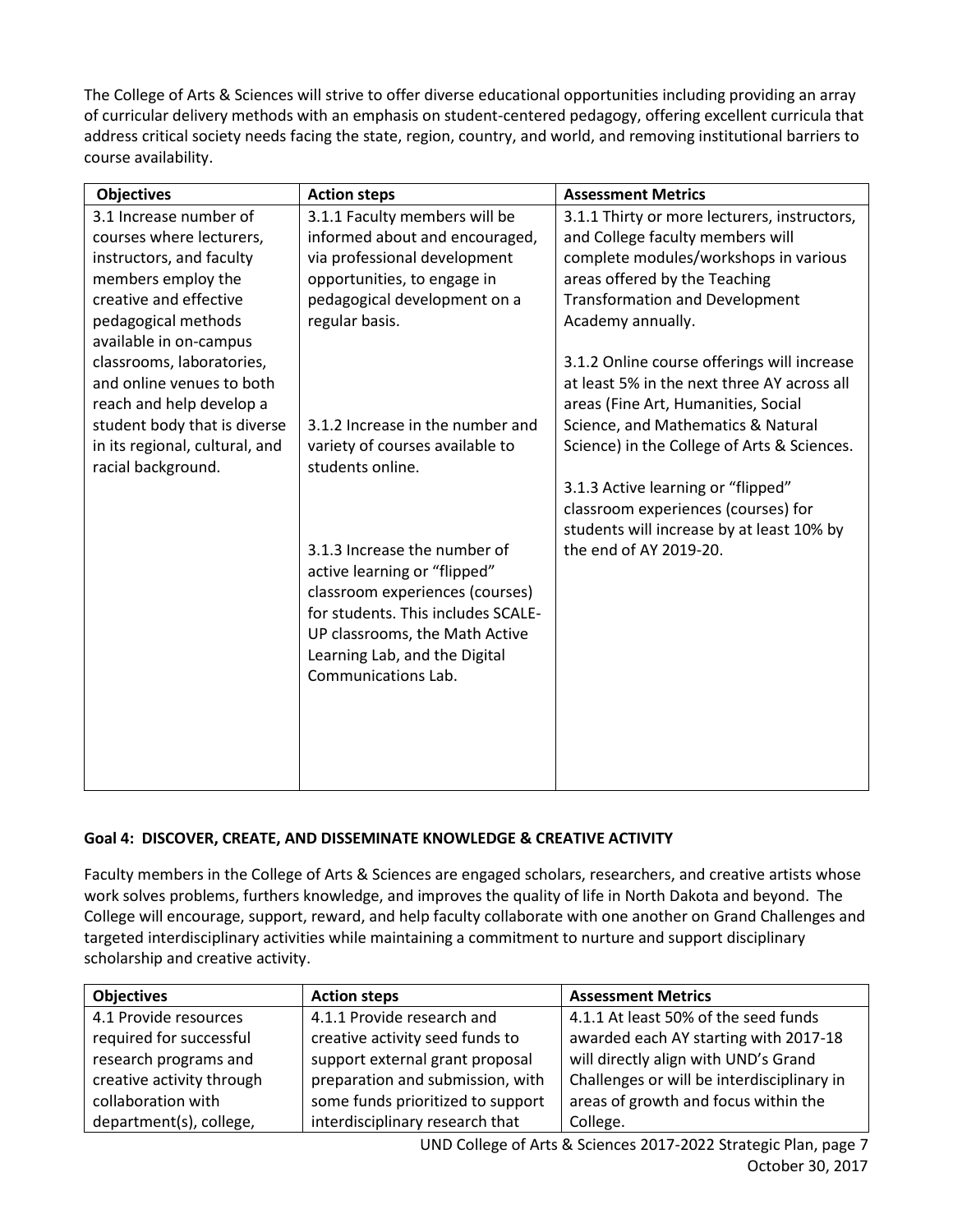The College of Arts & Sciences will strive to offer diverse educational opportunities including providing an array of curricular delivery methods with an emphasis on student-centered pedagogy, offering excellent curricula that address critical society needs facing the state, region, country, and world, and removing institutional barriers to course availability.

| Objectives | Action steps | Assessment Metrics |
|---|---|---|
| 3.1 Increase number of courses where lecturers, instructors, and faculty members employ the creative and effective pedagogical methods available in on-campus classrooms, laboratories, and online venues to both reach and help develop a student body that is diverse in its regional, cultural, and racial background. | 3.1.1 Faculty members will be informed about and encouraged, via professional development opportunities, to engage in pedagogical development on a regular basis.<br><br>3.1.2 Increase in the number and variety of courses available to students online.<br><br>3.1.3 Increase the number of active learning or "flipped" classroom experiences (courses) for students. This includes SCALE-UP classrooms, the Math Active Learning Lab, and the Digital Communications Lab. | 3.1.1 Thirty or more lecturers, instructors, and College faculty members will complete modules/workshops in various areas offered by the Teaching Transformation and Development Academy annually.<br><br>3.1.2 Online course offerings will increase at least 5% in the next three AY across all areas (Fine Art, Humanities, Social Science, and Mathematics & Natural Science) in the College of Arts & Sciences.<br><br>3.1.3 Active learning or "flipped" classroom experiences (courses) for students will increase by at least 10% by the end of AY 2019-20. |

### Goal 4: DISCOVER, CREATE, AND DISSEMINATE KNOWLEDGE & CREATIVE ACTIVITY

Faculty members in the College of Arts & Sciences are engaged scholars, researchers, and creative artists whose work solves problems, furthers knowledge, and improves the quality of life in North Dakota and beyond. The College will encourage, support, reward, and help faculty collaborate with one another on Grand Challenges and targeted interdisciplinary activities while maintaining a commitment to nurture and support disciplinary scholarship and creative activity.

| Objectives | Action steps | Assessment Metrics |
|---|---|---|
| 4.1 Provide resources required for successful research programs and creative activity through collaboration with department(s), college, | 4.1.1 Provide research and creative activity seed funds to support external grant proposal preparation and submission, with some funds prioritized to support interdisciplinary research that | 4.1.1 At least 50% of the seed funds awarded each AY starting with 2017-18 will directly align with UND's Grand Challenges or will be interdisciplinary in areas of growth and focus within the College. |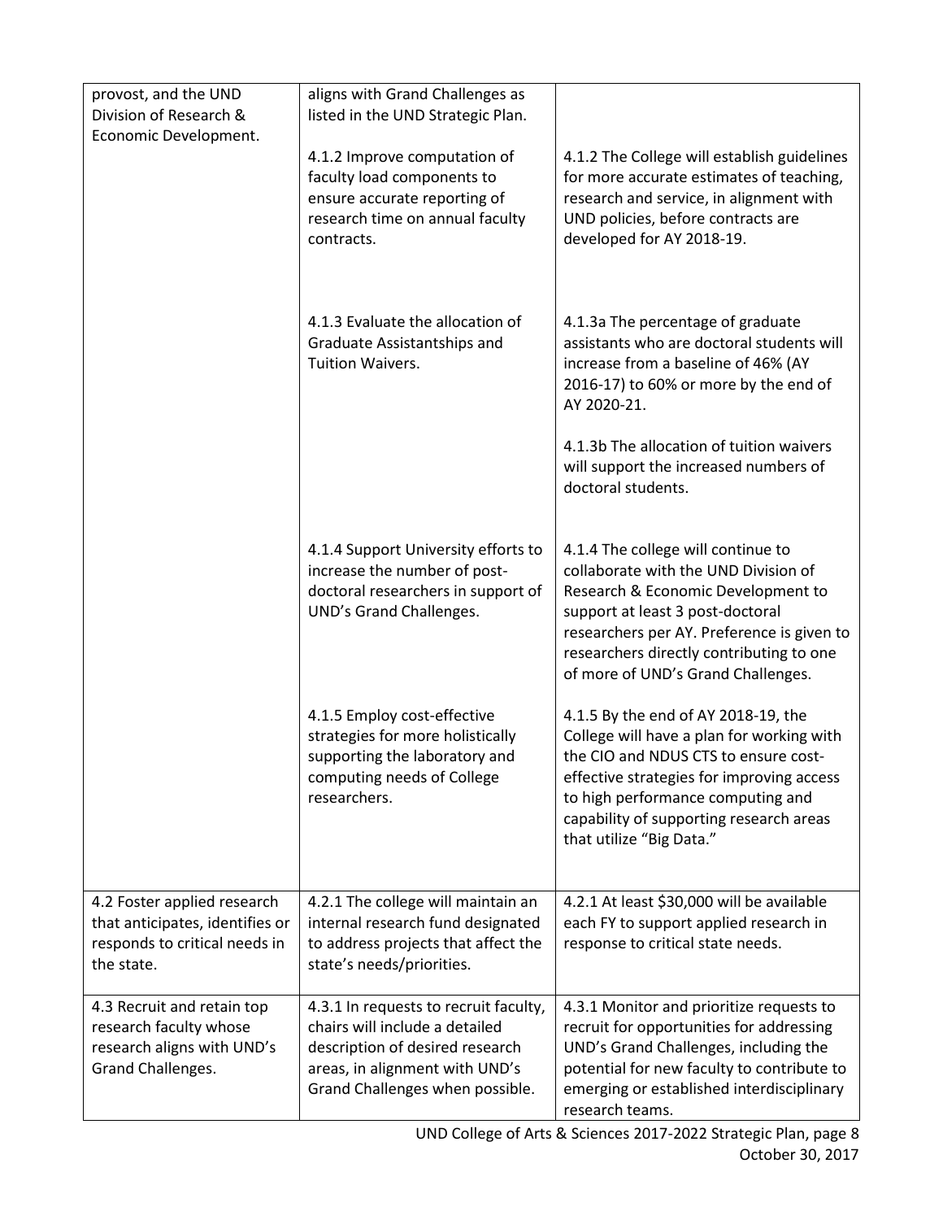| | | |
|---|---|---|
| provost, and the UND Division of Research & Economic Development. | aligns with Grand Challenges as listed in the UND Strategic Plan. | |
| | 4.1.2 Improve computation of faculty load components to ensure accurate reporting of research time on annual faculty contracts. | 4.1.2 The College will establish guidelines for more accurate estimates of teaching, research and service, in alignment with UND policies, before contracts are developed for AY 2018-19. |
| | 4.1.3 Evaluate the allocation of Graduate Assistantships and Tuition Waivers. | 4.1.3a The percentage of graduate assistants who are doctoral students will increase from a baseline of 46% (AY 2016-17) to 60% or more by the end of AY 2020-21.<br><br>4.1.3b The allocation of tuition waivers will support the increased numbers of doctoral students. |
| | 4.1.4 Support University efforts to increase the number of post-doctoral researchers in support of UND's Grand Challenges. | 4.1.4 The college will continue to collaborate with the UND Division of Research & Economic Development to support at least 3 post-doctoral researchers per AY. Preference is given to researchers directly contributing to one of more of UND's Grand Challenges. |
| | 4.1.5 Employ cost-effective strategies for more holistically supporting the laboratory and computing needs of College researchers. | 4.1.5 By the end of AY 2018-19, the College will have a plan for working with the CIO and NDUS CTS to ensure cost-effective strategies for improving access to high performance computing and capability of supporting research areas that utilize "Big Data." |
| 4.2 Foster applied research that anticipates, identifies or responds to critical needs in the state. | 4.2.1 The college will maintain an internal research fund designated to address projects that affect the state's needs/priorities. | 4.2.1 At least $30,000 will be available each FY to support applied research in response to critical state needs. |
| 4.3 Recruit and retain top research faculty whose research aligns with UND's Grand Challenges. | 4.3.1 In requests to recruit faculty, chairs will include a detailed description of desired research areas, in alignment with UND's Grand Challenges when possible. | 4.3.1 Monitor and prioritize requests to recruit for opportunities for addressing UND's Grand Challenges, including the potential for new faculty to contribute to emerging or established interdisciplinary research teams. |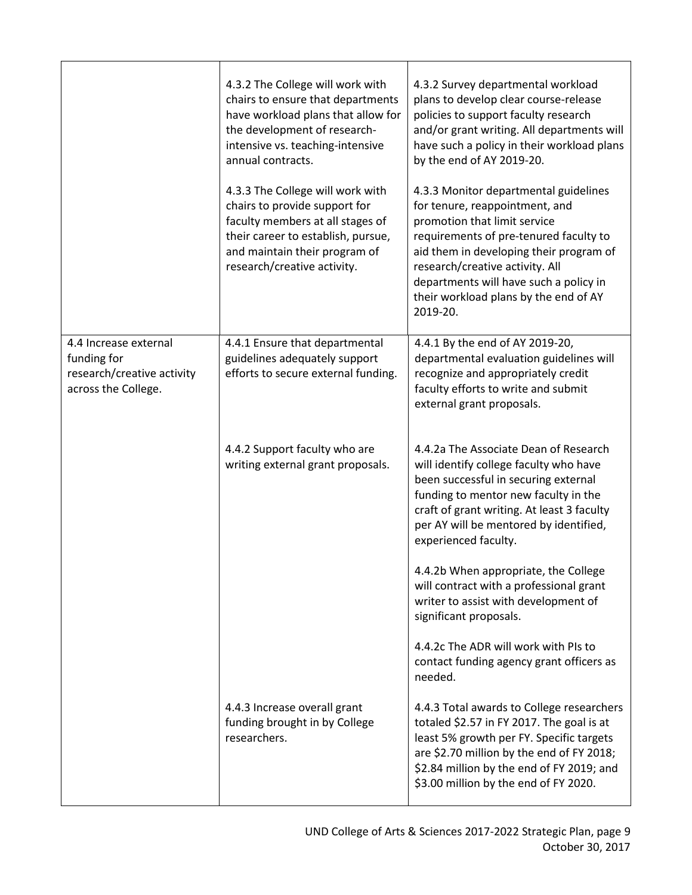| | | |
|---|---|---|
| | 4.3.2 The College will work with chairs to ensure that departments have workload plans that allow for the development of research-intensive vs. teaching-intensive annual contracts.<br><br>4.3.3 The College will work with chairs to provide support for faculty members at all stages of their career to establish, pursue, and maintain their program of research/creative activity. | 4.3.2 Survey departmental workload plans to develop clear course-release policies to support faculty research and/or grant writing. All departments will have such a policy in their workload plans by the end of AY 2019-20.<br><br>4.3.3 Monitor departmental guidelines for tenure, reappointment, and promotion that limit service requirements of pre-tenured faculty to aid them in developing their program of research/creative activity. All departments will have such a policy in their workload plans by the end of AY 2019-20. |
| 4.4 Increase external funding for research/creative activity across the College. | 4.4.1 Ensure that departmental guidelines adequately support efforts to secure external funding. | 4.4.1 By the end of AY 2019-20, departmental evaluation guidelines will recognize and appropriately credit faculty efforts to write and submit external grant proposals. |
| | 4.4.2 Support faculty who are writing external grant proposals. | 4.4.2a The Associate Dean of Research will identify college faculty who have been successful in securing external funding to mentor new faculty in the craft of grant writing. At least 3 faculty per AY will be mentored by identified, experienced faculty.<br><br>4.4.2b When appropriate, the College will contract with a professional grant writer to assist with development of significant proposals.<br><br>4.4.2c The ADR will work with PIs to contact funding agency grant officers as needed. |
| | 4.4.3 Increase overall grant funding brought in by College researchers. | 4.4.3 Total awards to College researchers totaled $2.57 in FY 2017. The goal is at least 5% growth per FY. Specific targets are $2.70 million by the end of FY 2018; $2.84 million by the end of FY 2019; and $3.00 million by the end of FY 2020. |

UND College of Arts & Sciences 2017-2022 Strategic Plan, page 9
October 30, 2017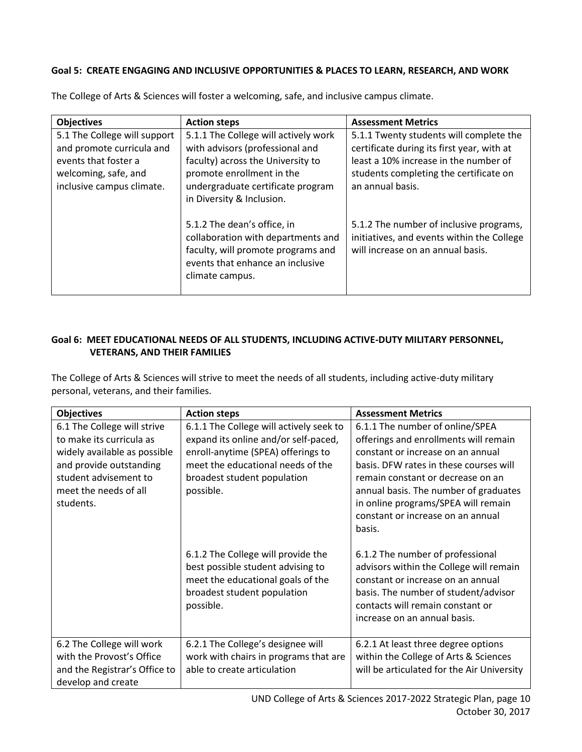**Goal 5: CREATE ENGAGING AND INCLUSIVE OPPORTUNITIES & PLACES TO LEARN, RESEARCH, AND WORK**

The College of Arts & Sciences will foster a welcoming, safe, and inclusive campus climate.

| Objectives | Action steps | Assessment Metrics |
|---|---|---|
| 5.1 The College will support and promote curricula and events that foster a welcoming, safe, and inclusive campus climate. | 5.1.1 The College will actively work with advisors (professional and faculty) across the University to promote enrollment in the undergraduate certificate program in Diversity & Inclusion. | 5.1.1 Twenty students will complete the certificate during its first year, with at least a 10% increase in the number of students completing the certificate on an annual basis. |
| | 5.1.2 The dean's office, in collaboration with departments and faculty, will promote programs and events that enhance an inclusive climate campus. | 5.1.2 The number of inclusive programs, initiatives, and events within the College will increase on an annual basis. |

**Goal 6: MEET EDUCATIONAL NEEDS OF ALL STUDENTS, INCLUDING ACTIVE-DUTY MILITARY PERSONNEL, VETERANS, AND THEIR FAMILIES**

The College of Arts & Sciences will strive to meet the needs of all students, including active-duty military personal, veterans, and their families.

| Objectives | Action steps | Assessment Metrics |
|---|---|---|
| 6.1 The College will strive to make its curricula as widely available as possible and provide outstanding student advisement to meet the needs of all students. | 6.1.1 The College will actively seek to expand its online and/or self-paced, enroll-anytime (SPEA) offerings to meet the educational needs of the broadest student population possible. | 6.1.1 The number of online/SPEA offerings and enrollments will remain constant or increase on an annual basis. DFW rates in these courses will remain constant or decrease on an annual basis. The number of graduates in online programs/SPEA will remain constant or increase on an annual basis. |
| | 6.1.2 The College will provide the best possible student advising to meet the educational goals of the broadest student population possible. | 6.1.2 The number of professional advisors within the College will remain constant or increase on an annual basis. The number of student/advisor contacts will remain constant or increase on an annual basis. |
| 6.2 The College will work with the Provost's Office and the Registrar's Office to develop and create | 6.2.1 The College's designee will work with chairs in programs that are able to create articulation | 6.2.1 At least three degree options within the College of Arts & Sciences will be articulated for the Air University |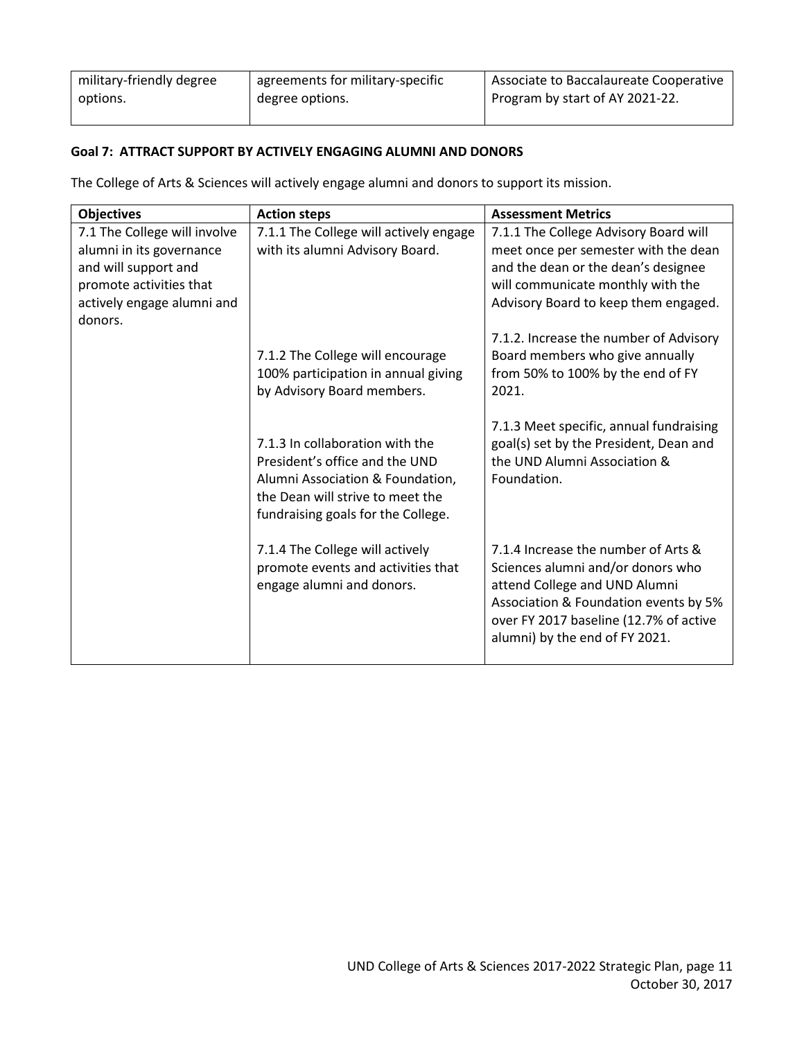| | | |
|---|---|---|
| military-friendly degree options. | agreements for military-specific degree options. | Associate to Baccalaureate Cooperative Program by start of AY 2021-22. |

**Goal 7: ATTRACT SUPPORT BY ACTIVELY ENGAGING ALUMNI AND DONORS**

The College of Arts & Sciences will actively engage alumni and donors to support its mission.

| Objectives | Action steps | Assessment Metrics |
|---|---|---|
| 7.1 The College will involve alumni in its governance and will support and promote activities that actively engage alumni and donors. | 7.1.1 The College will actively engage with its alumni Advisory Board. | 7.1.1 The College Advisory Board will meet once per semester with the dean and the dean or the dean's designee will communicate monthly with the Advisory Board to keep them engaged. |
| | 7.1.2 The College will encourage 100% participation in annual giving by Advisory Board members. | 7.1.2. Increase the number of Advisory Board members who give annually from 50% to 100% by the end of FY 2021. |
| | 7.1.3 In collaboration with the President's office and the UND Alumni Association & Foundation, the Dean will strive to meet the fundraising goals for the College. | 7.1.3 Meet specific, annual fundraising goal(s) set by the President, Dean and the UND Alumni Association & Foundation. |
| | 7.1.4 The College will actively promote events and activities that engage alumni and donors. | 7.1.4 Increase the number of Arts & Sciences alumni and/or donors who attend College and UND Alumni Association & Foundation events by 5% over FY 2017 baseline (12.7% of active alumni) by the end of FY 2021. |